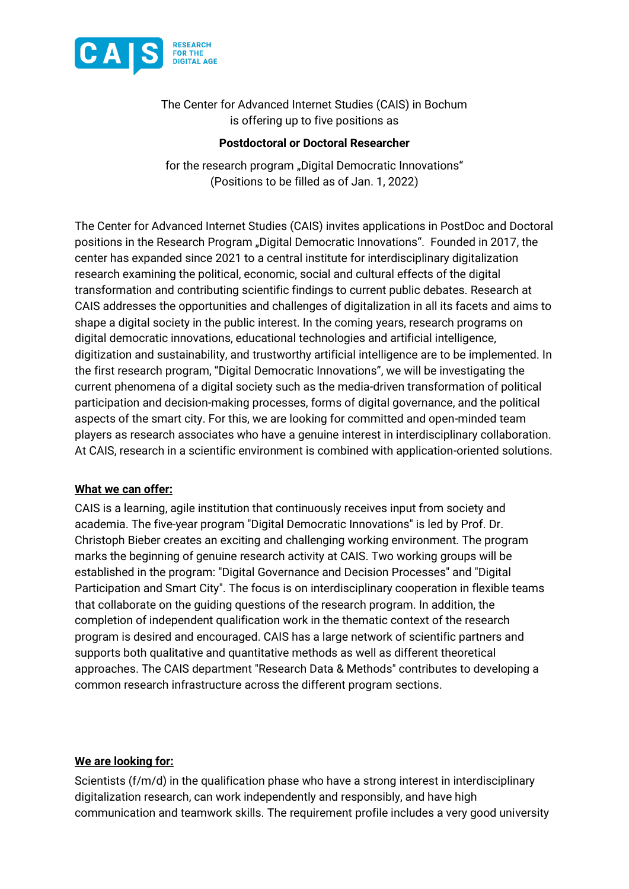The Center for Advanced Internet Studies (CAIS) in Bochum
is offering up to five positions as

**Postdoctoral or Doctoral Researcher**

for the research program „Digital Democratic Innovations"
(Positions to be filled as of Jan. 1, 2022)

The Center for Advanced Internet Studies (CAIS) invites applications in PostDoc and Doctoral positions in the Research Program „Digital Democratic Innovations". Founded in 2017, the center has expanded since 2021 to a central institute for interdisciplinary digitalization research examining the political, economic, social and cultural effects of the digital transformation and contributing scientific findings to current public debates. Research at CAIS addresses the opportunities and challenges of digitalization in all its facets and aims to shape a digital society in the public interest. In the coming years, research programs on digital democratic innovations, educational technologies and artificial intelligence, digitization and sustainability, and trustworthy artificial intelligence are to be implemented. In the first research program, "Digital Democratic Innovations", we will be investigating the current phenomena of a digital society such as the media-driven transformation of political participation and decision-making processes, forms of digital governance, and the political aspects of the smart city. For this, we are looking for committed and open-minded team players as research associates who have a genuine interest in interdisciplinary collaboration. At CAIS, research in a scientific environment is combined with application-oriented solutions.

**What we can offer:**

CAIS is a learning, agile institution that continuously receives input from society and academia. The five-year program "Digital Democratic Innovations" is led by Prof. Dr. Christoph Bieber creates an exciting and challenging working environment. The program marks the beginning of genuine research activity at CAIS. Two working groups will be established in the program: "Digital Governance and Decision Processes" and "Digital Participation and Smart City". The focus is on interdisciplinary cooperation in flexible teams that collaborate on the guiding questions of the research program. In addition, the completion of independent qualification work in the thematic context of the research program is desired and encouraged. CAIS has a large network of scientific partners and supports both qualitative and quantitative methods as well as different theoretical approaches. The CAIS department "Research Data & Methods" contributes to developing a common research infrastructure across the different program sections.

**We are looking for:**

Scientists (f/m/d) in the qualification phase who have a strong interest in interdisciplinary digitalization research, can work independently and responsibly, and have high communication and teamwork skills. The requirement profile includes a very good university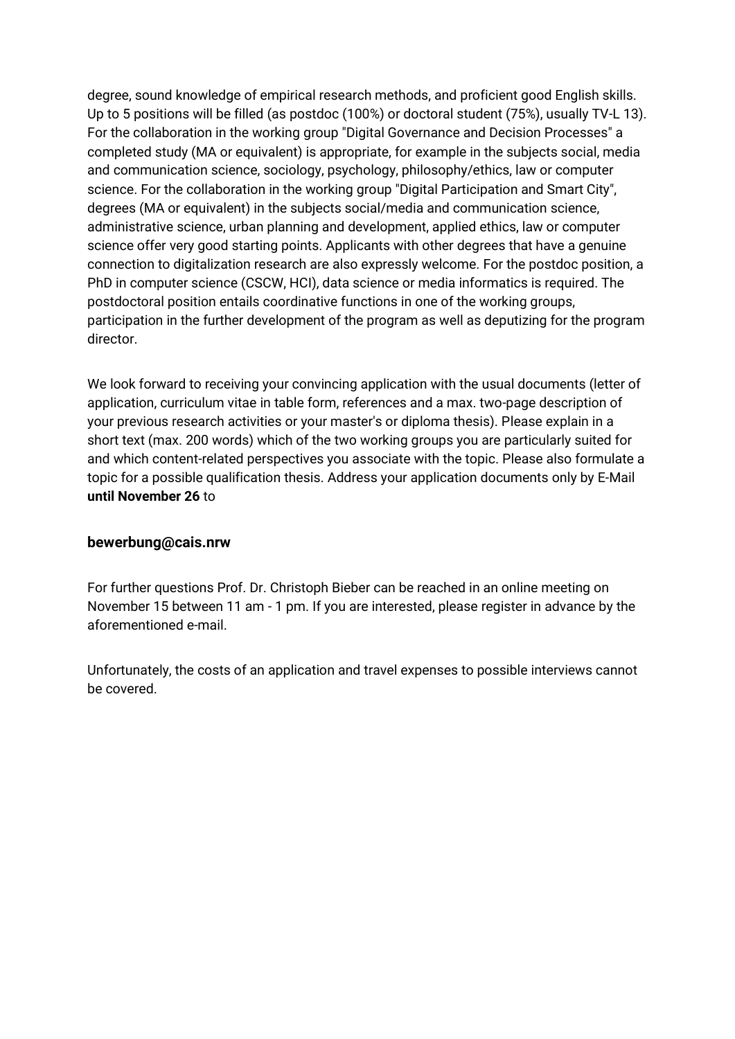degree, sound knowledge of empirical research methods, and proficient good English skills. Up to 5 positions will be filled (as postdoc (100%) or doctoral student (75%), usually TV-L 13). For the collaboration in the working group "Digital Governance and Decision Processes" a completed study (MA or equivalent) is appropriate, for example in the subjects social, media and communication science, sociology, psychology, philosophy/ethics, law or computer science. For the collaboration in the working group "Digital Participation and Smart City", degrees (MA or equivalent) in the subjects social/media and communication science, administrative science, urban planning and development, applied ethics, law or computer science offer very good starting points. Applicants with other degrees that have a genuine connection to digitalization research are also expressly welcome. For the postdoc position, a PhD in computer science (CSCW, HCI), data science or media informatics is required. The postdoctoral position entails coordinative functions in one of the working groups, participation in the further development of the program as well as deputizing for the program director.

We look forward to receiving your convincing application with the usual documents (letter of application, curriculum vitae in table form, references and a max. two-page description of your previous research activities or your master's or diploma thesis). Please explain in a short text (max. 200 words) which of the two working groups you are particularly suited for and which content-related perspectives you associate with the topic. Please also formulate a topic for a possible qualification thesis. Address your application documents only by E-Mail **until November 26** to

**bewerbung@cais.nrw**

For further questions Prof. Dr. Christoph Bieber can be reached in an online meeting on November 15 between 11 am - 1 pm. If you are interested, please register in advance by the aforementioned e-mail.

Unfortunately, the costs of an application and travel expenses to possible interviews cannot be covered.